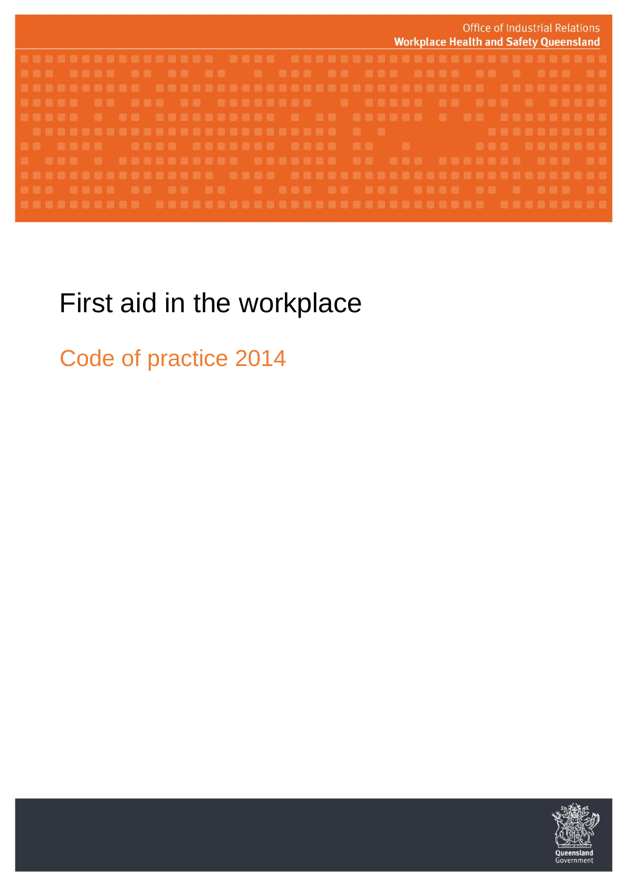Office of Industrial Relations
**Workplace Health and Safety Queensland**

# First aid in the workplace

## Code of practice 2014

Queensland Government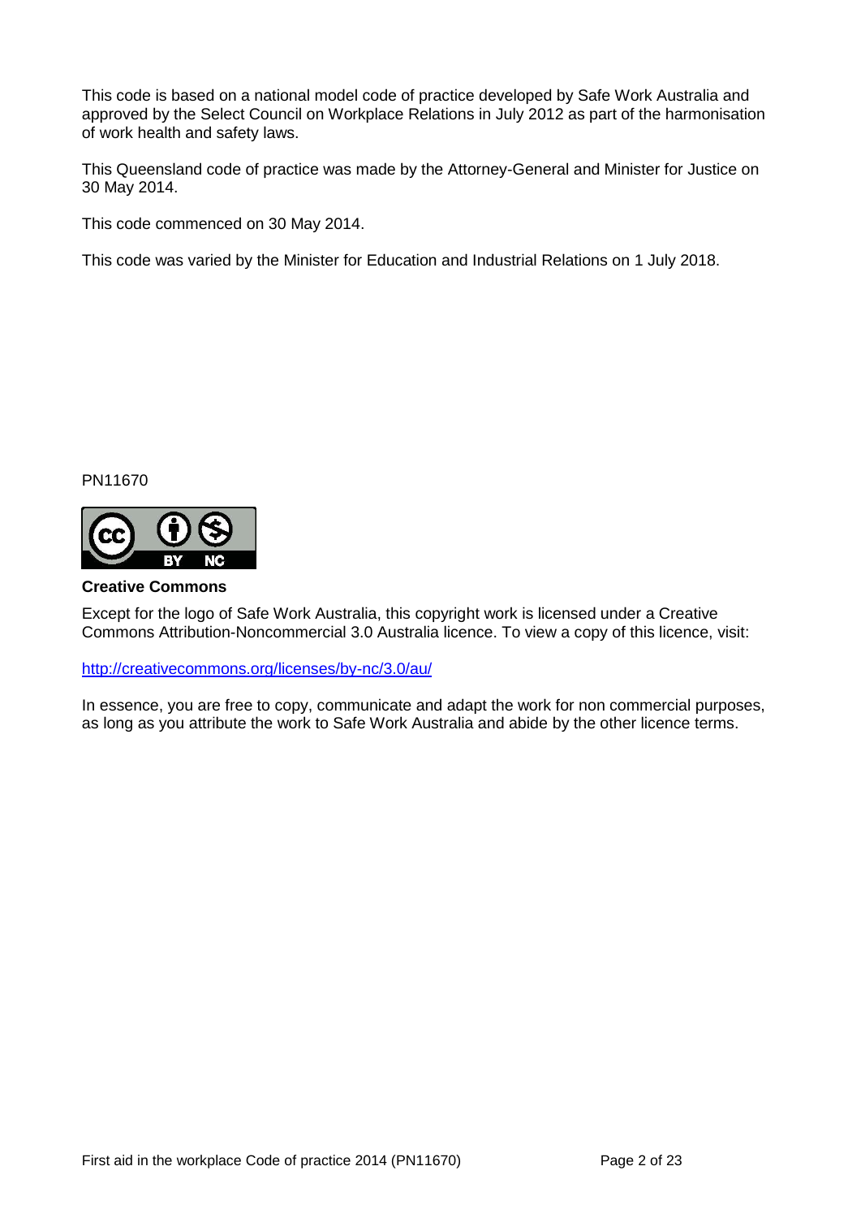This code is based on a national model code of practice developed by Safe Work Australia and approved by the Select Council on Workplace Relations in July 2012 as part of the harmonisation of work health and safety laws.

This Queensland code of practice was made by the Attorney-General and Minister for Justice on 30 May 2014.

This code commenced on 30 May 2014.

This code was varied by the Minister for Education and Industrial Relations on 1 July 2018.

PN11670

**Creative Commons**

Except for the logo of Safe Work Australia, this copyright work is licensed under a Creative Commons Attribution-Noncommercial 3.0 Australia licence. To view a copy of this licence, visit:

http://creativecommons.org/licenses/by-nc/3.0/au/

In essence, you are free to copy, communicate and adapt the work for non commercial purposes, as long as you attribute the work to Safe Work Australia and abide by the other licence terms.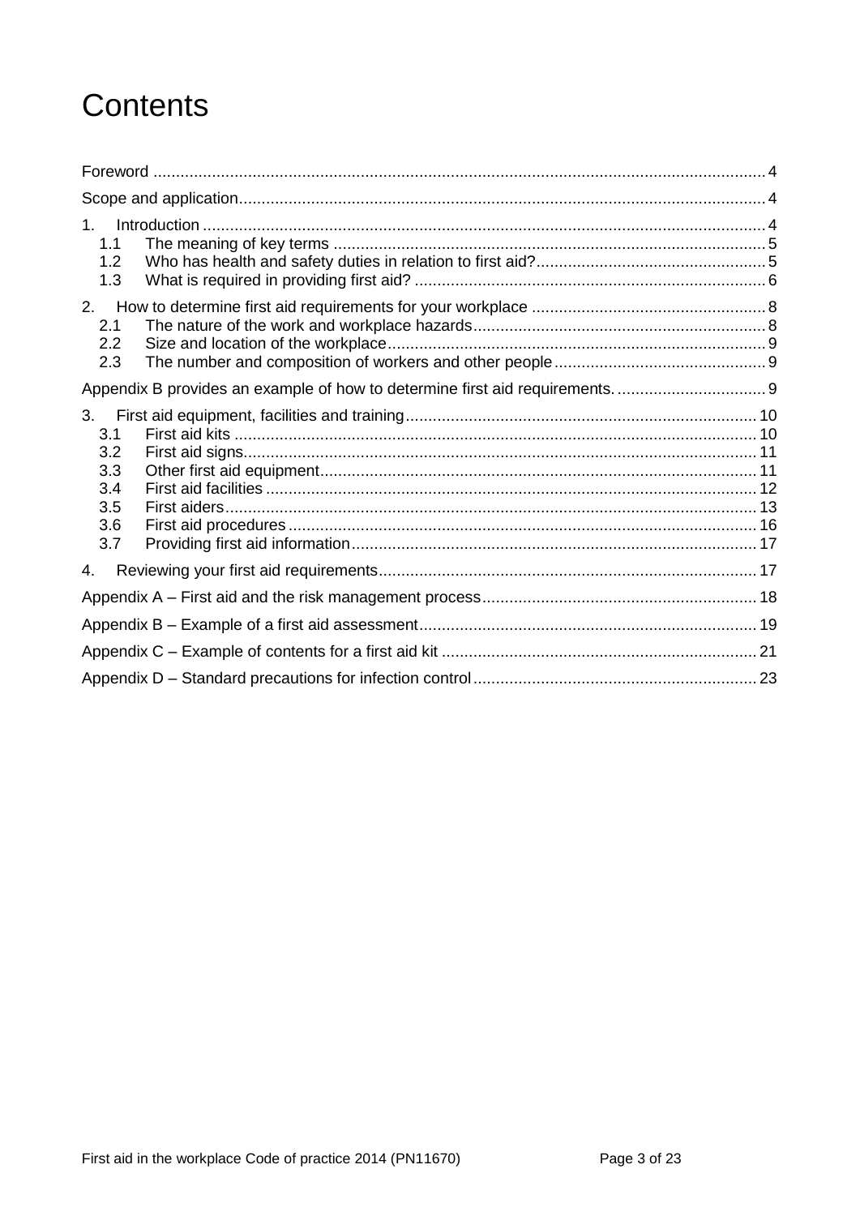# Contents

Foreword ........................................................................................................................ 4

Scope and application.................................................................................................... 4

1. Introduction ............................................................................................................. 4
   - 1.1 The meaning of key terms ................................................................................ 5
   - 1.2 Who has health and safety duties in relation to first aid?................................... 5
   - 1.3 What is required in providing first aid? .............................................................. 6

2. How to determine first aid requirements for your workplace ..................................... 8
   - 2.1 The nature of the work and workplace hazards................................................. 8
   - 2.2 Size and location of the workplace.................................................................... 9
   - 2.3 The number and composition of workers and other people ............................... 9

Appendix B provides an example of how to determine first aid requirements. ................ 9

3. First aid equipment, facilities and training.............................................................. 10
   - 3.1 First aid kits .................................................................................................... 10
   - 3.2 First aid signs.................................................................................................. 11
   - 3.3 Other first aid equipment................................................................................. 11
   - 3.4 First aid facilities ............................................................................................. 12
   - 3.5 First aiders...................................................................................................... 13
   - 3.6 First aid procedures ........................................................................................ 16
   - 3.7 Providing first aid information.......................................................................... 17

4. Reviewing your first aid requirements.................................................................... 17

Appendix A – First aid and the risk management process............................................. 18

Appendix B – Example of a first aid assessment........................................................... 19

Appendix C – Example of contents for a first aid kit ...................................................... 21

Appendix D – Standard precautions for infection control............................................... 23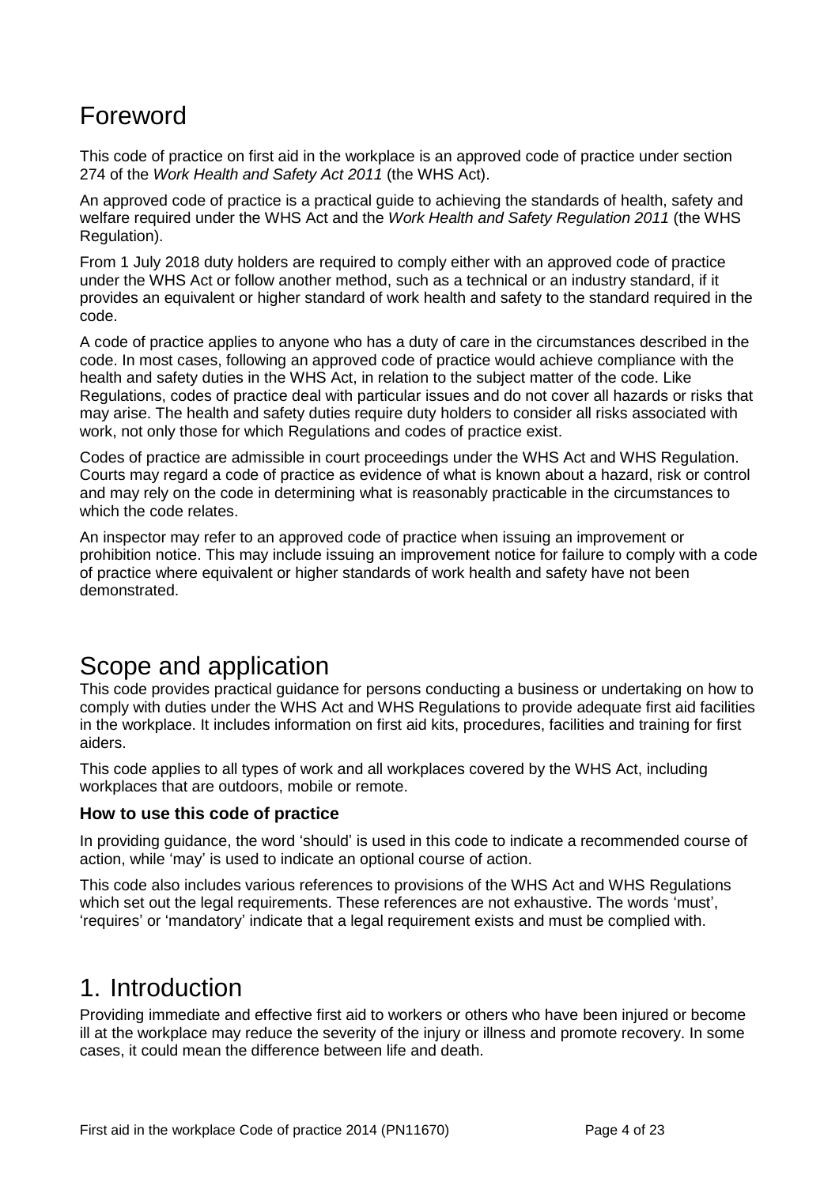# Foreword

This code of practice on first aid in the workplace is an approved code of practice under section 274 of the *Work Health and Safety Act 2011* (the WHS Act).

An approved code of practice is a practical guide to achieving the standards of health, safety and welfare required under the WHS Act and the *Work Health and Safety Regulation 2011* (the WHS Regulation).

From 1 July 2018 duty holders are required to comply either with an approved code of practice under the WHS Act or follow another method, such as a technical or an industry standard, if it provides an equivalent or higher standard of work health and safety to the standard required in the code.

A code of practice applies to anyone who has a duty of care in the circumstances described in the code. In most cases, following an approved code of practice would achieve compliance with the health and safety duties in the WHS Act, in relation to the subject matter of the code. Like Regulations, codes of practice deal with particular issues and do not cover all hazards or risks that may arise. The health and safety duties require duty holders to consider all risks associated with work, not only those for which Regulations and codes of practice exist.

Codes of practice are admissible in court proceedings under the WHS Act and WHS Regulation. Courts may regard a code of practice as evidence of what is known about a hazard, risk or control and may rely on the code in determining what is reasonably practicable in the circumstances to which the code relates.

An inspector may refer to an approved code of practice when issuing an improvement or prohibition notice. This may include issuing an improvement notice for failure to comply with a code of practice where equivalent or higher standards of work health and safety have not been demonstrated.

# Scope and application

This code provides practical guidance for persons conducting a business or undertaking on how to comply with duties under the WHS Act and WHS Regulations to provide adequate first aid facilities in the workplace. It includes information on first aid kits, procedures, facilities and training for first aiders.

This code applies to all types of work and all workplaces covered by the WHS Act, including workplaces that are outdoors, mobile or remote.

### How to use this code of practice

In providing guidance, the word 'should' is used in this code to indicate a recommended course of action, while 'may' is used to indicate an optional course of action.

This code also includes various references to provisions of the WHS Act and WHS Regulations which set out the legal requirements. These references are not exhaustive. The words 'must', 'requires' or 'mandatory' indicate that a legal requirement exists and must be complied with.

# 1. Introduction

Providing immediate and effective first aid to workers or others who have been injured or become ill at the workplace may reduce the severity of the injury or illness and promote recovery. In some cases, it could mean the difference between life and death.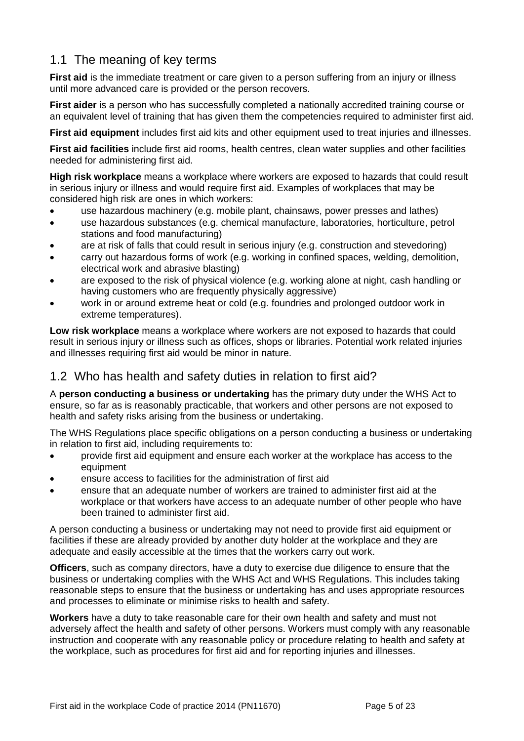## 1.1 The meaning of key terms

**First aid** is the immediate treatment or care given to a person suffering from an injury or illness until more advanced care is provided or the person recovers.

**First aider** is a person who has successfully completed a nationally accredited training course or an equivalent level of training that has given them the competencies required to administer first aid.

**First aid equipment** includes first aid kits and other equipment used to treat injuries and illnesses.

**First aid facilities** include first aid rooms, health centres, clean water supplies and other facilities needed for administering first aid.

**High risk workplace** means a workplace where workers are exposed to hazards that could result in serious injury or illness and would require first aid. Examples of workplaces that may be considered high risk are ones in which workers:

- use hazardous machinery (e.g. mobile plant, chainsaws, power presses and lathes)
- use hazardous substances (e.g. chemical manufacture, laboratories, horticulture, petrol stations and food manufacturing)
- are at risk of falls that could result in serious injury (e.g. construction and stevedoring)
- carry out hazardous forms of work (e.g. working in confined spaces, welding, demolition, electrical work and abrasive blasting)
- are exposed to the risk of physical violence (e.g. working alone at night, cash handling or having customers who are frequently physically aggressive)
- work in or around extreme heat or cold (e.g. foundries and prolonged outdoor work in extreme temperatures).

**Low risk workplace** means a workplace where workers are not exposed to hazards that could result in serious injury or illness such as offices, shops or libraries. Potential work related injuries and illnesses requiring first aid would be minor in nature.

## 1.2 Who has health and safety duties in relation to first aid?

A **person conducting a business or undertaking** has the primary duty under the WHS Act to ensure, so far as is reasonably practicable, that workers and other persons are not exposed to health and safety risks arising from the business or undertaking.

The WHS Regulations place specific obligations on a person conducting a business or undertaking in relation to first aid, including requirements to:

- provide first aid equipment and ensure each worker at the workplace has access to the equipment
- ensure access to facilities for the administration of first aid
- ensure that an adequate number of workers are trained to administer first aid at the workplace or that workers have access to an adequate number of other people who have been trained to administer first aid.

A person conducting a business or undertaking may not need to provide first aid equipment or facilities if these are already provided by another duty holder at the workplace and they are adequate and easily accessible at the times that the workers carry out work.

**Officers**, such as company directors, have a duty to exercise due diligence to ensure that the business or undertaking complies with the WHS Act and WHS Regulations. This includes taking reasonable steps to ensure that the business or undertaking has and uses appropriate resources and processes to eliminate or minimise risks to health and safety.

**Workers** have a duty to take reasonable care for their own health and safety and must not adversely affect the health and safety of other persons. Workers must comply with any reasonable instruction and cooperate with any reasonable policy or procedure relating to health and safety at the workplace, such as procedures for first aid and for reporting injuries and illnesses.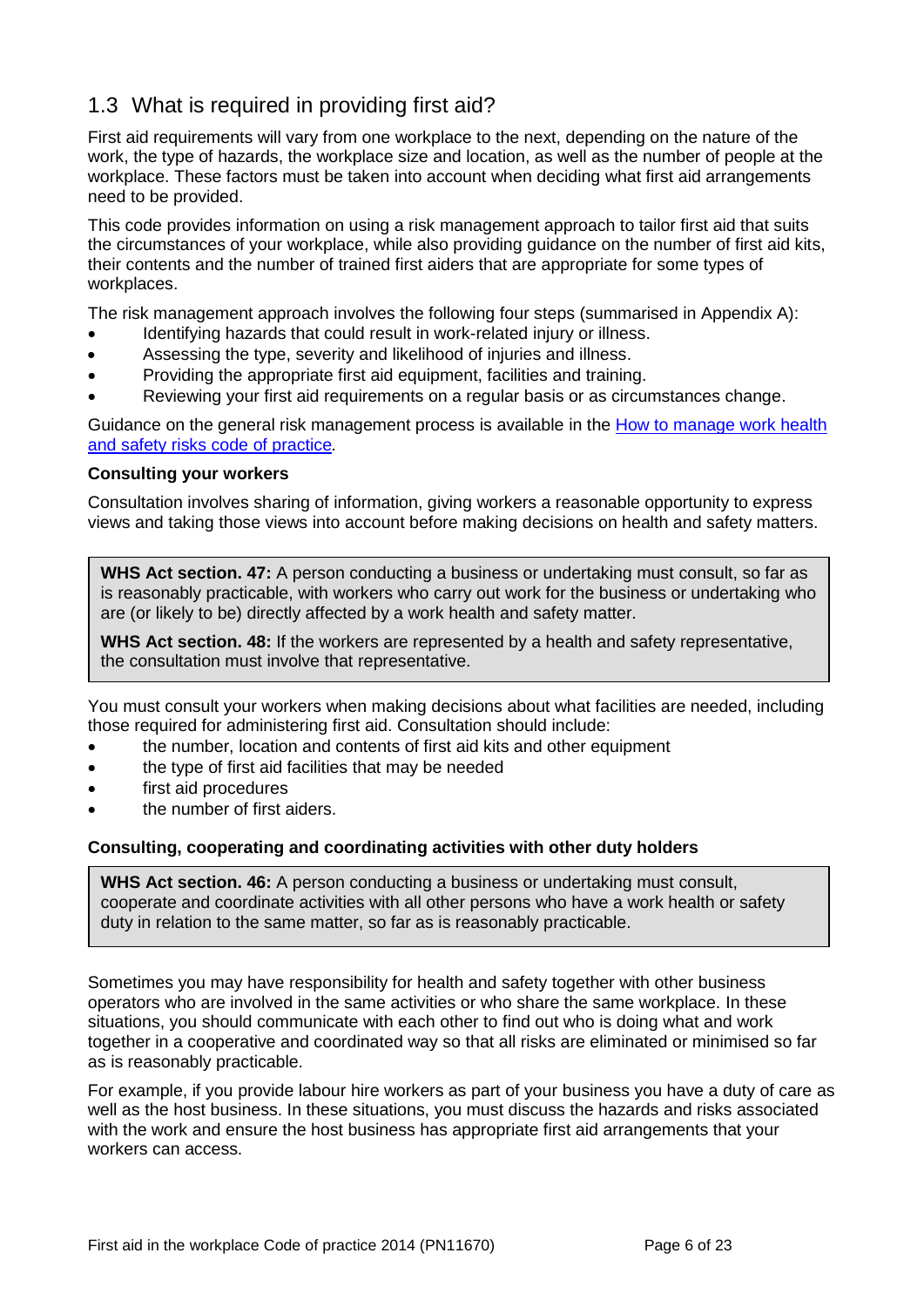## 1.3 What is required in providing first aid?

First aid requirements will vary from one workplace to the next, depending on the nature of the work, the type of hazards, the workplace size and location, as well as the number of people at the workplace. These factors must be taken into account when deciding what first aid arrangements need to be provided.

This code provides information on using a risk management approach to tailor first aid that suits the circumstances of your workplace, while also providing guidance on the number of first aid kits, their contents and the number of trained first aiders that are appropriate for some types of workplaces.

The risk management approach involves the following four steps (summarised in Appendix A):

- Identifying hazards that could result in work-related injury or illness.
- Assessing the type, severity and likelihood of injuries and illness.
- Providing the appropriate first aid equipment, facilities and training.
- Reviewing your first aid requirements on a regular basis or as circumstances change.

Guidance on the general risk management process is available in the How to manage work health and safety risks code of practice.

**Consulting your workers**

Consultation involves sharing of information, giving workers a reasonable opportunity to express views and taking those views into account before making decisions on health and safety matters.

> **WHS Act section. 47:** A person conducting a business or undertaking must consult, so far as is reasonably practicable, with workers who carry out work for the business or undertaking who are (or likely to be) directly affected by a work health and safety matter.
>
> **WHS Act section. 48:** If the workers are represented by a health and safety representative, the consultation must involve that representative.

You must consult your workers when making decisions about what facilities are needed, including those required for administering first aid. Consultation should include:

- the number, location and contents of first aid kits and other equipment
- the type of first aid facilities that may be needed
- first aid procedures
- the number of first aiders.

**Consulting, cooperating and coordinating activities with other duty holders**

> **WHS Act section. 46:** A person conducting a business or undertaking must consult, cooperate and coordinate activities with all other persons who have a work health or safety duty in relation to the same matter, so far as is reasonably practicable.

Sometimes you may have responsibility for health and safety together with other business operators who are involved in the same activities or who share the same workplace. In these situations, you should communicate with each other to find out who is doing what and work together in a cooperative and coordinated way so that all risks are eliminated or minimised so far as is reasonably practicable.

For example, if you provide labour hire workers as part of your business you have a duty of care as well as the host business. In these situations, you must discuss the hazards and risks associated with the work and ensure the host business has appropriate first aid arrangements that your workers can access.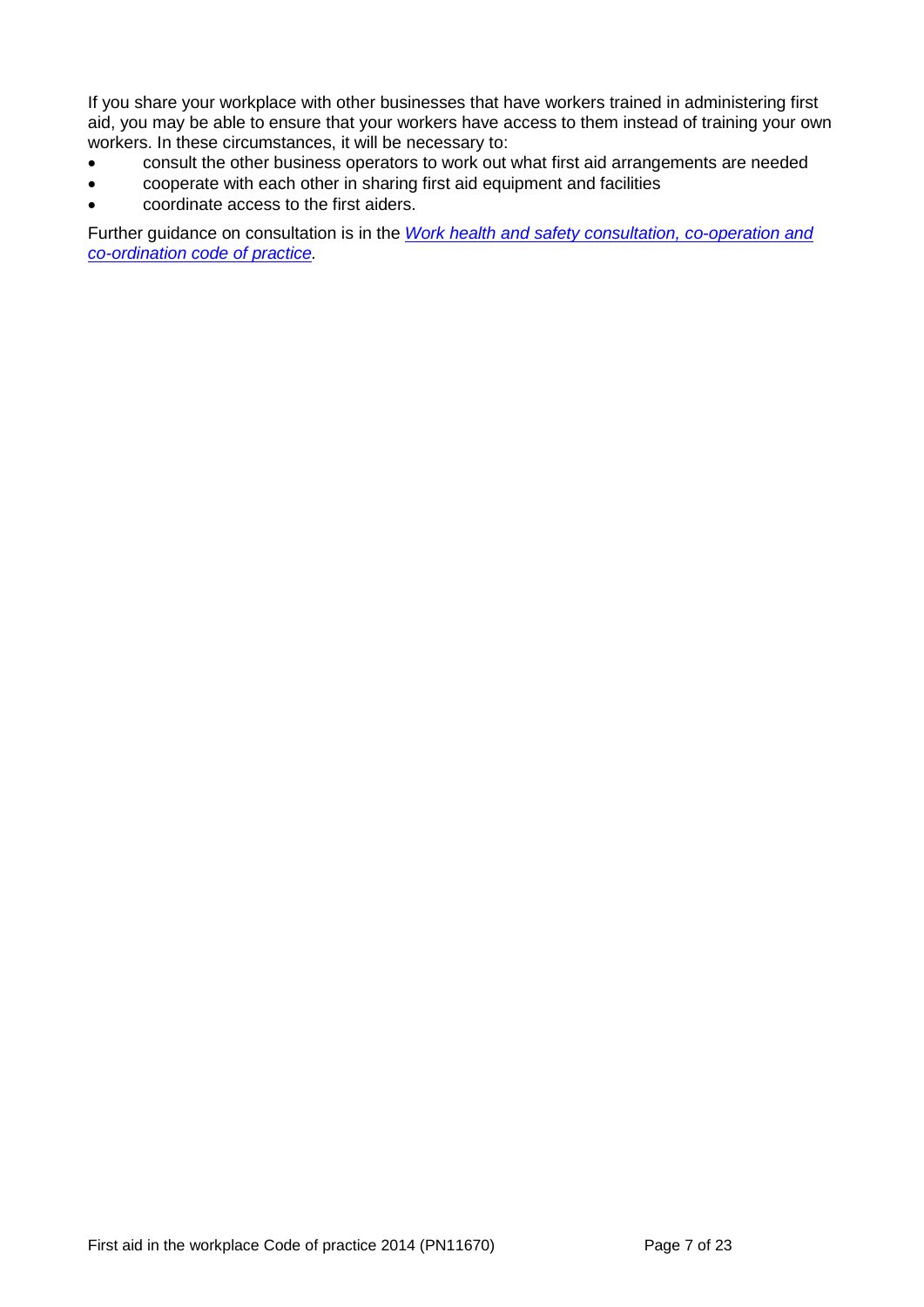If you share your workplace with other businesses that have workers trained in administering first aid, you may be able to ensure that your workers have access to them instead of training your own workers. In these circumstances, it will be necessary to:

- consult the other business operators to work out what first aid arrangements are needed
- cooperate with each other in sharing first aid equipment and facilities
- coordinate access to the first aiders.

Further guidance on consultation is in the *Work health and safety consultation, co-operation and co-ordination code of practice.*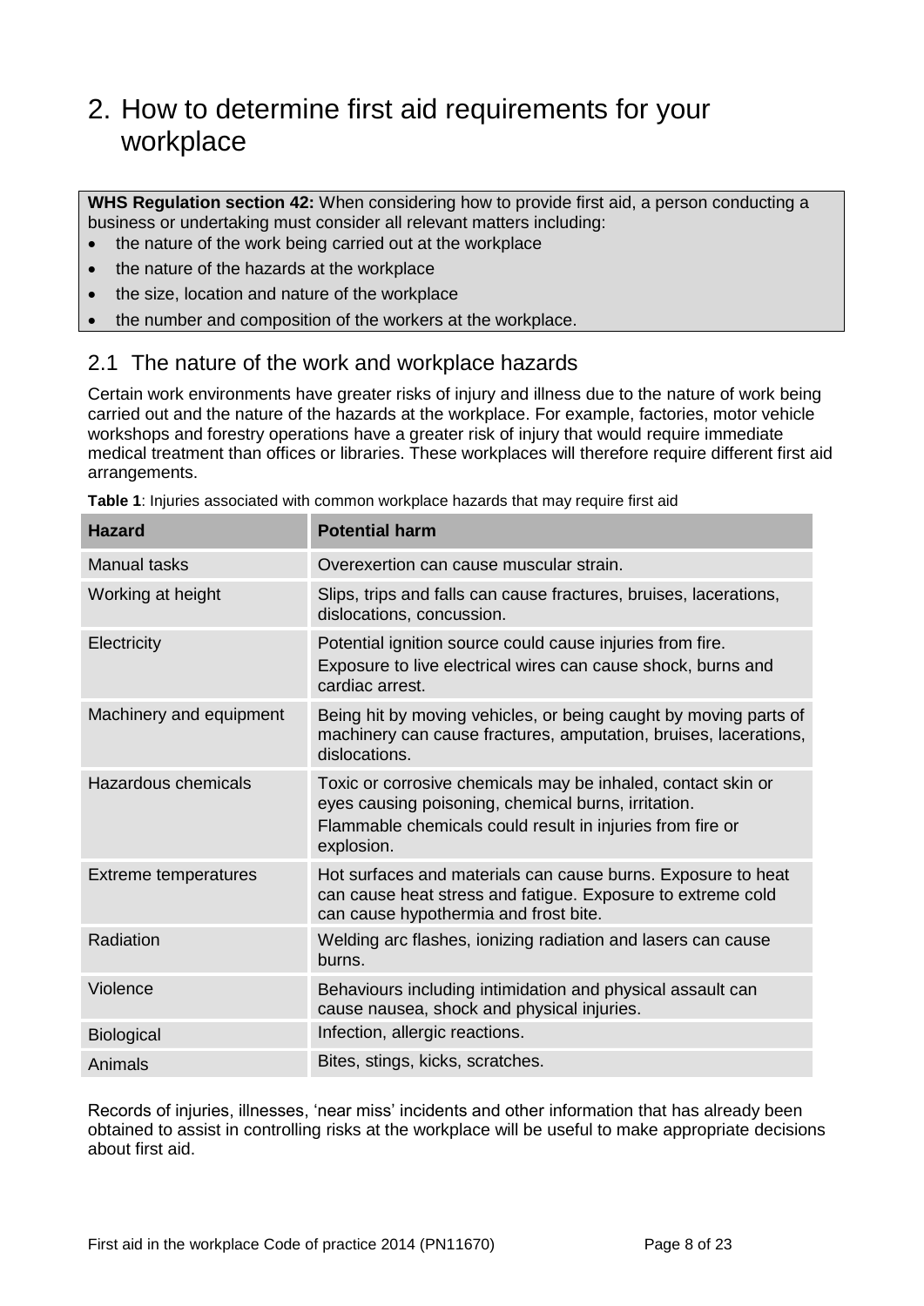# 2. How to determine first aid requirements for your workplace

**WHS Regulation section 42:** When considering how to provide first aid, a person conducting a business or undertaking must consider all relevant matters including:

- the nature of the work being carried out at the workplace
- the nature of the hazards at the workplace
- the size, location and nature of the workplace
- the number and composition of the workers at the workplace.

## 2.1 The nature of the work and workplace hazards

Certain work environments have greater risks of injury and illness due to the nature of work being carried out and the nature of the hazards at the workplace. For example, factories, motor vehicle workshops and forestry operations have a greater risk of injury that would require immediate medical treatment than offices or libraries. These workplaces will therefore require different first aid arrangements.

**Table 1**: Injuries associated with common workplace hazards that may require first aid

| Hazard | Potential harm |
| --- | --- |
| Manual tasks | Overexertion can cause muscular strain. |
| Working at height | Slips, trips and falls can cause fractures, bruises, lacerations, dislocations, concussion. |
| Electricity | Potential ignition source could cause injuries from fire. Exposure to live electrical wires can cause shock, burns and cardiac arrest. |
| Machinery and equipment | Being hit by moving vehicles, or being caught by moving parts of machinery can cause fractures, amputation, bruises, lacerations, dislocations. |
| Hazardous chemicals | Toxic or corrosive chemicals may be inhaled, contact skin or eyes causing poisoning, chemical burns, irritation. Flammable chemicals could result in injuries from fire or explosion. |
| Extreme temperatures | Hot surfaces and materials can cause burns. Exposure to heat can cause heat stress and fatigue. Exposure to extreme cold can cause hypothermia and frost bite. |
| Radiation | Welding arc flashes, ionizing radiation and lasers can cause burns. |
| Violence | Behaviours including intimidation and physical assault can cause nausea, shock and physical injuries. |
| Biological | Infection, allergic reactions. |
| Animals | Bites, stings, kicks, scratches. |

Records of injuries, illnesses, 'near miss' incidents and other information that has already been obtained to assist in controlling risks at the workplace will be useful to make appropriate decisions about first aid.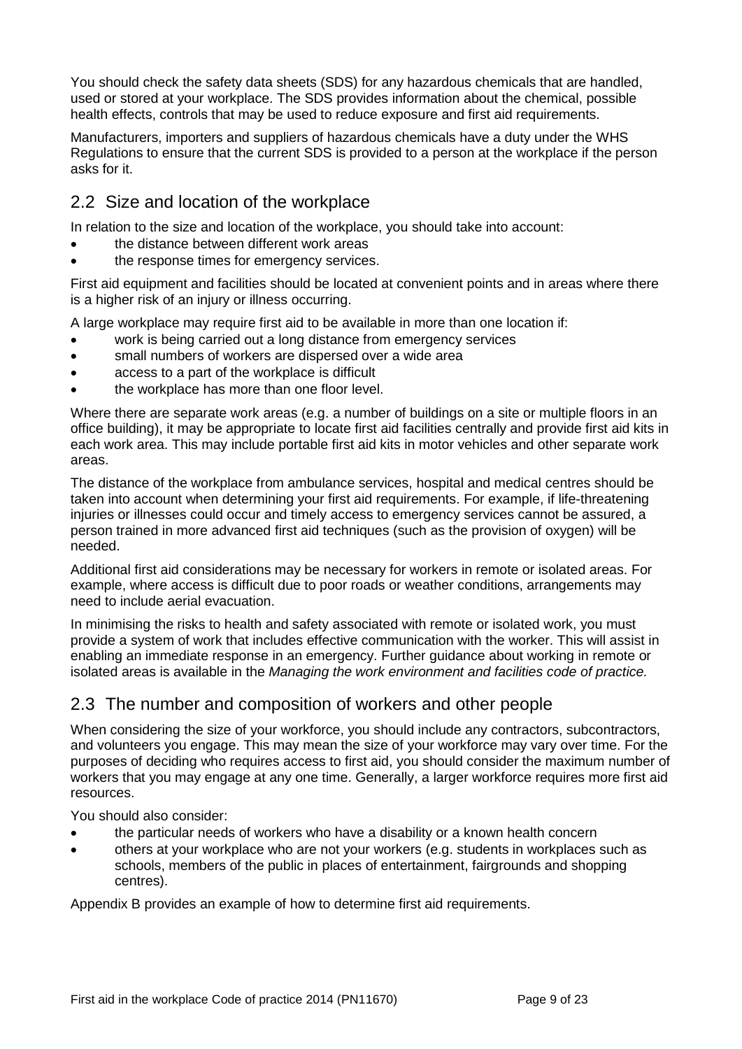You should check the safety data sheets (SDS) for any hazardous chemicals that are handled, used or stored at your workplace. The SDS provides information about the chemical, possible health effects, controls that may be used to reduce exposure and first aid requirements.

Manufacturers, importers and suppliers of hazardous chemicals have a duty under the WHS Regulations to ensure that the current SDS is provided to a person at the workplace if the person asks for it.

## 2.2 Size and location of the workplace

In relation to the size and location of the workplace, you should take into account:

- the distance between different work areas
- the response times for emergency services.

First aid equipment and facilities should be located at convenient points and in areas where there is a higher risk of an injury or illness occurring.

A large workplace may require first aid to be available in more than one location if:

- work is being carried out a long distance from emergency services
- small numbers of workers are dispersed over a wide area
- access to a part of the workplace is difficult
- the workplace has more than one floor level.

Where there are separate work areas (e.g. a number of buildings on a site or multiple floors in an office building), it may be appropriate to locate first aid facilities centrally and provide first aid kits in each work area. This may include portable first aid kits in motor vehicles and other separate work areas.

The distance of the workplace from ambulance services, hospital and medical centres should be taken into account when determining your first aid requirements. For example, if life-threatening injuries or illnesses could occur and timely access to emergency services cannot be assured, a person trained in more advanced first aid techniques (such as the provision of oxygen) will be needed.

Additional first aid considerations may be necessary for workers in remote or isolated areas. For example, where access is difficult due to poor roads or weather conditions, arrangements may need to include aerial evacuation.

In minimising the risks to health and safety associated with remote or isolated work, you must provide a system of work that includes effective communication with the worker. This will assist in enabling an immediate response in an emergency. Further guidance about working in remote or isolated areas is available in the *Managing the work environment and facilities code of practice.*

## 2.3 The number and composition of workers and other people

When considering the size of your workforce, you should include any contractors, subcontractors, and volunteers you engage. This may mean the size of your workforce may vary over time. For the purposes of deciding who requires access to first aid, you should consider the maximum number of workers that you may engage at any one time. Generally, a larger workforce requires more first aid resources.

You should also consider:

- the particular needs of workers who have a disability or a known health concern
- others at your workplace who are not your workers (e.g. students in workplaces such as schools, members of the public in places of entertainment, fairgrounds and shopping centres).

Appendix B provides an example of how to determine first aid requirements.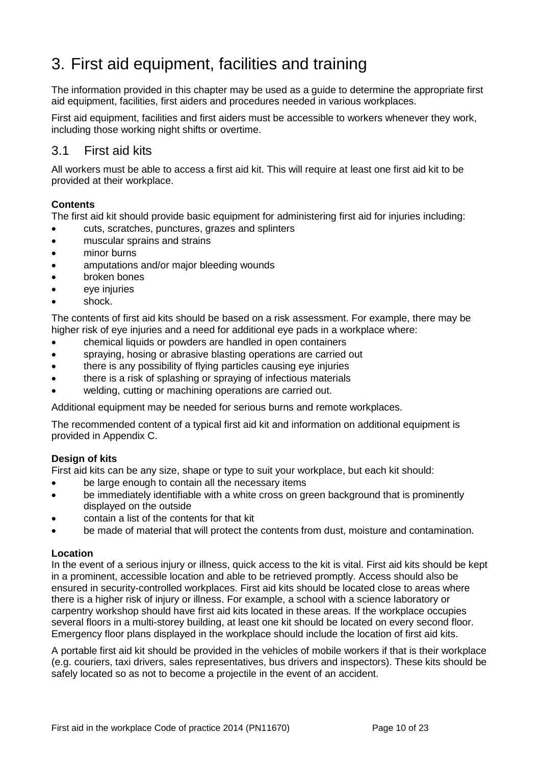# 3. First aid equipment, facilities and training

The information provided in this chapter may be used as a guide to determine the appropriate first aid equipment, facilities, first aiders and procedures needed in various workplaces.

First aid equipment, facilities and first aiders must be accessible to workers whenever they work, including those working night shifts or overtime.

## 3.1 First aid kits

All workers must be able to access a first aid kit. This will require at least one first aid kit to be provided at their workplace.

**Contents**

The first aid kit should provide basic equipment for administering first aid for injuries including:

- cuts, scratches, punctures, grazes and splinters
- muscular sprains and strains
- minor burns
- amputations and/or major bleeding wounds
- broken bones
- eye injuries
- shock.

The contents of first aid kits should be based on a risk assessment. For example, there may be higher risk of eye injuries and a need for additional eye pads in a workplace where:

- chemical liquids or powders are handled in open containers
- spraying, hosing or abrasive blasting operations are carried out
- there is any possibility of flying particles causing eye injuries
- there is a risk of splashing or spraying of infectious materials
- welding, cutting or machining operations are carried out.

Additional equipment may be needed for serious burns and remote workplaces.

The recommended content of a typical first aid kit and information on additional equipment is provided in Appendix C.

**Design of kits**

First aid kits can be any size, shape or type to suit your workplace, but each kit should:

- be large enough to contain all the necessary items
- be immediately identifiable with a white cross on green background that is prominently displayed on the outside
- contain a list of the contents for that kit
- be made of material that will protect the contents from dust, moisture and contamination.

**Location**

In the event of a serious injury or illness, quick access to the kit is vital. First aid kits should be kept in a prominent, accessible location and able to be retrieved promptly. Access should also be ensured in security-controlled workplaces. First aid kits should be located close to areas where there is a higher risk of injury or illness. For example, a school with a science laboratory or carpentry workshop should have first aid kits located in these areas. If the workplace occupies several floors in a multi-storey building, at least one kit should be located on every second floor. Emergency floor plans displayed in the workplace should include the location of first aid kits.

A portable first aid kit should be provided in the vehicles of mobile workers if that is their workplace (e.g. couriers, taxi drivers, sales representatives, bus drivers and inspectors). These kits should be safely located so as not to become a projectile in the event of an accident.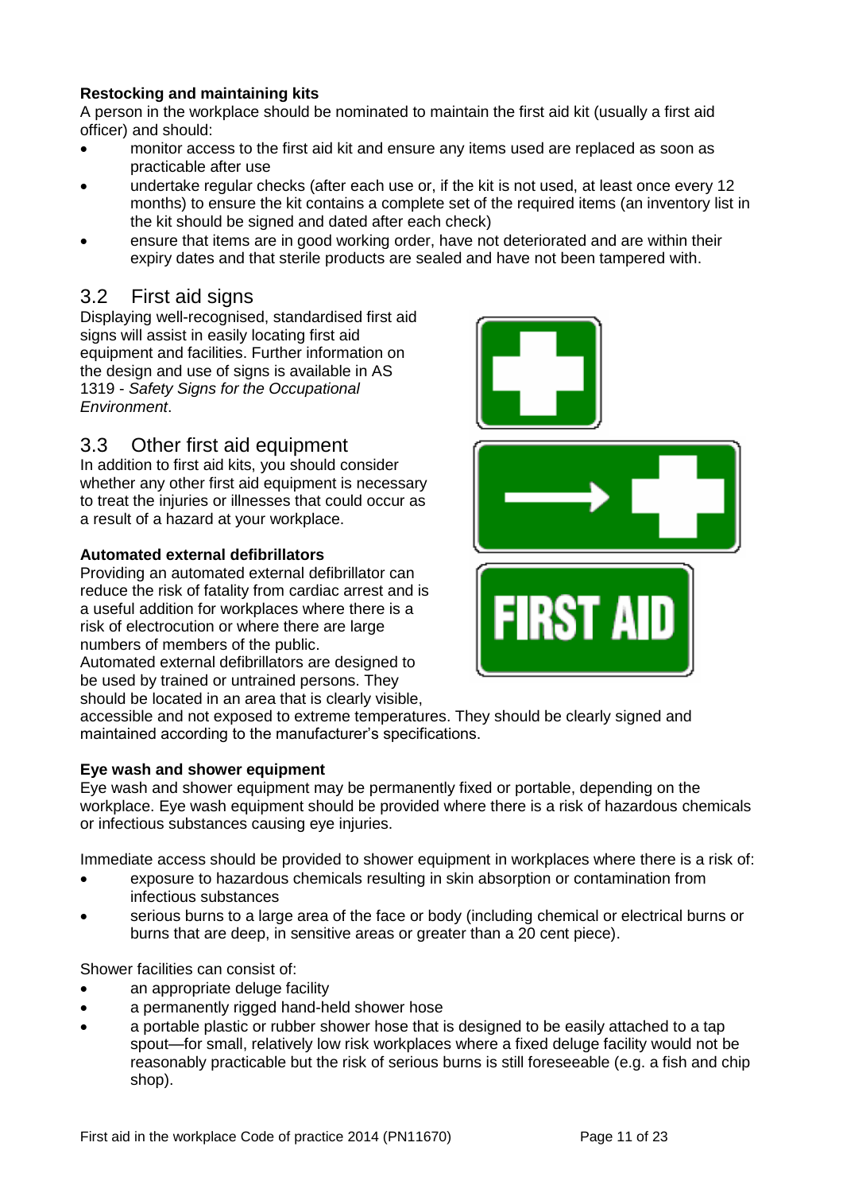**Restocking and maintaining kits**

A person in the workplace should be nominated to maintain the first aid kit (usually a first aid officer) and should:

- monitor access to the first aid kit and ensure any items used are replaced as soon as practicable after use
- undertake regular checks (after each use or, if the kit is not used, at least once every 12 months) to ensure the kit contains a complete set of the required items (an inventory list in the kit should be signed and dated after each check)
- ensure that items are in good working order, have not deteriorated and are within their expiry dates and that sterile products are sealed and have not been tampered with.

## 3.2 First aid signs

Displaying well-recognised, standardised first aid signs will assist in easily locating first aid equipment and facilities. Further information on the design and use of signs is available in AS 1319 - *Safety Signs for the Occupational Environment*.

## 3.3 Other first aid equipment

In addition to first aid kits, you should consider whether any other first aid equipment is necessary to treat the injuries or illnesses that could occur as a result of a hazard at your workplace.

**Automated external defibrillators**

Providing an automated external defibrillator can reduce the risk of fatality from cardiac arrest and is a useful addition for workplaces where there is a risk of electrocution or where there are large numbers of members of the public.

Automated external defibrillators are designed to be used by trained or untrained persons. They should be located in an area that is clearly visible, accessible and not exposed to extreme temperatures. They should be clearly signed and maintained according to the manufacturer's specifications.

**Eye wash and shower equipment**

Eye wash and shower equipment may be permanently fixed or portable, depending on the workplace. Eye wash equipment should be provided where there is a risk of hazardous chemicals or infectious substances causing eye injuries.

Immediate access should be provided to shower equipment in workplaces where there is a risk of:

- exposure to hazardous chemicals resulting in skin absorption or contamination from infectious substances
- serious burns to a large area of the face or body (including chemical or electrical burns or burns that are deep, in sensitive areas or greater than a 20 cent piece).

Shower facilities can consist of:

- an appropriate deluge facility
- a permanently rigged hand-held shower hose
- a portable plastic or rubber shower hose that is designed to be easily attached to a tap spout—for small, relatively low risk workplaces where a fixed deluge facility would not be reasonably practicable but the risk of serious burns is still foreseeable (e.g. a fish and chip shop).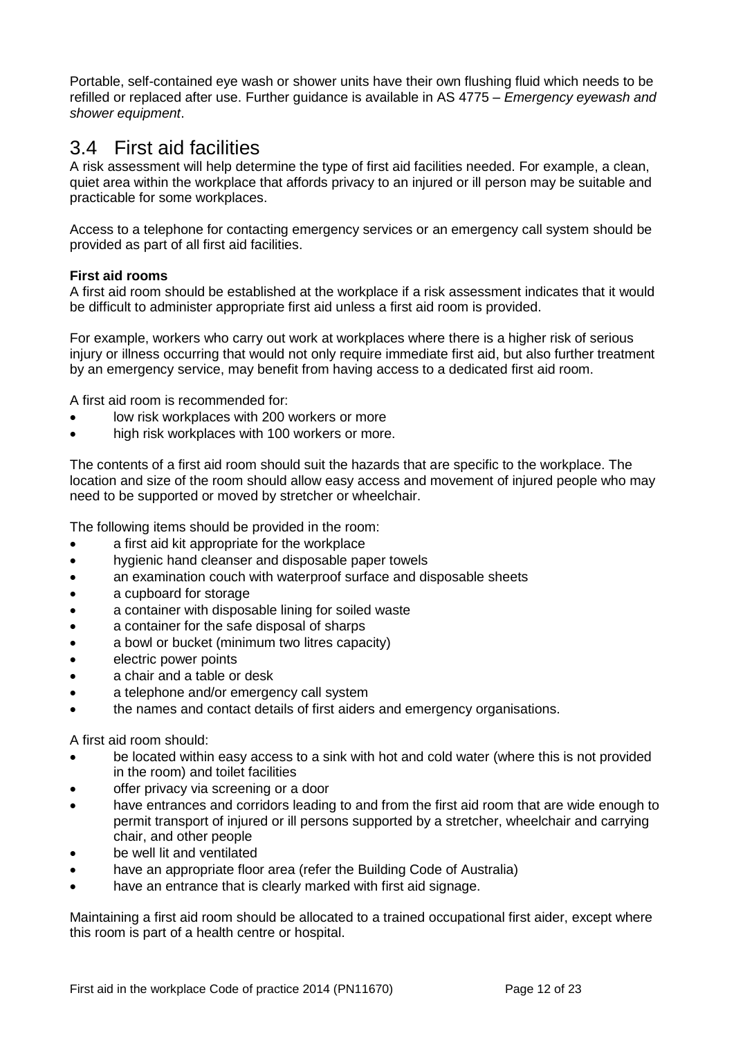Portable, self-contained eye wash or shower units have their own flushing fluid which needs to be refilled or replaced after use. Further guidance is available in AS 4775 – *Emergency eyewash and shower equipment*.

## 3.4 First aid facilities

A risk assessment will help determine the type of first aid facilities needed. For example, a clean, quiet area within the workplace that affords privacy to an injured or ill person may be suitable and practicable for some workplaces.

Access to a telephone for contacting emergency services or an emergency call system should be provided as part of all first aid facilities.

**First aid rooms**

A first aid room should be established at the workplace if a risk assessment indicates that it would be difficult to administer appropriate first aid unless a first aid room is provided.

For example, workers who carry out work at workplaces where there is a higher risk of serious injury or illness occurring that would not only require immediate first aid, but also further treatment by an emergency service, may benefit from having access to a dedicated first aid room.

A first aid room is recommended for:

- low risk workplaces with 200 workers or more
- high risk workplaces with 100 workers or more.

The contents of a first aid room should suit the hazards that are specific to the workplace. The location and size of the room should allow easy access and movement of injured people who may need to be supported or moved by stretcher or wheelchair.

The following items should be provided in the room:

- a first aid kit appropriate for the workplace
- hygienic hand cleanser and disposable paper towels
- an examination couch with waterproof surface and disposable sheets
- a cupboard for storage
- a container with disposable lining for soiled waste
- a container for the safe disposal of sharps
- a bowl or bucket (minimum two litres capacity)
- electric power points
- a chair and a table or desk
- a telephone and/or emergency call system
- the names and contact details of first aiders and emergency organisations.

A first aid room should:

- be located within easy access to a sink with hot and cold water (where this is not provided in the room) and toilet facilities
- offer privacy via screening or a door
- have entrances and corridors leading to and from the first aid room that are wide enough to permit transport of injured or ill persons supported by a stretcher, wheelchair and carrying chair, and other people
- be well lit and ventilated
- have an appropriate floor area (refer the Building Code of Australia)
- have an entrance that is clearly marked with first aid signage.

Maintaining a first aid room should be allocated to a trained occupational first aider, except where this room is part of a health centre or hospital.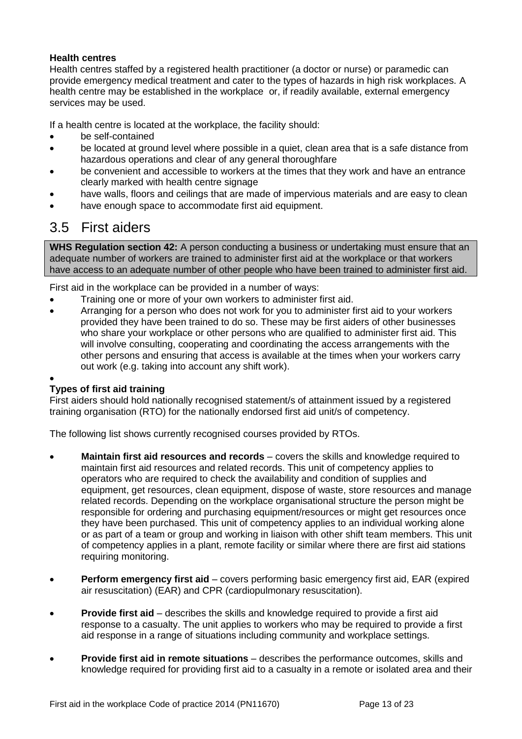**Health centres**

Health centres staffed by a registered health practitioner (a doctor or nurse) or paramedic can provide emergency medical treatment and cater to the types of hazards in high risk workplaces. A health centre may be established in the workplace or, if readily available, external emergency services may be used.

If a health centre is located at the workplace, the facility should:

- be self-contained
- be located at ground level where possible in a quiet, clean area that is a safe distance from hazardous operations and clear of any general thoroughfare
- be convenient and accessible to workers at the times that they work and have an entrance clearly marked with health centre signage
- have walls, floors and ceilings that are made of impervious materials and are easy to clean
- have enough space to accommodate first aid equipment.

## 3.5 First aiders

**WHS Regulation section 42:** A person conducting a business or undertaking must ensure that an adequate number of workers are trained to administer first aid at the workplace or that workers have access to an adequate number of other people who have been trained to administer first aid.

First aid in the workplace can be provided in a number of ways:

- Training one or more of your own workers to administer first aid.
- Arranging for a person who does not work for you to administer first aid to your workers provided they have been trained to do so. These may be first aiders of other businesses who share your workplace or other persons who are qualified to administer first aid. This will involve consulting, cooperating and coordinating the access arrangements with the other persons and ensuring that access is available at the times when your workers carry out work (e.g. taking into account any shift work).

**Types of first aid training**

First aiders should hold nationally recognised statement/s of attainment issued by a registered training organisation (RTO) for the nationally endorsed first aid unit/s of competency.

The following list shows currently recognised courses provided by RTOs.

- **Maintain first aid resources and records** – covers the skills and knowledge required to maintain first aid resources and related records. This unit of competency applies to operators who are required to check the availability and condition of supplies and equipment, get resources, clean equipment, dispose of waste, store resources and manage related records. Depending on the workplace organisational structure the person might be responsible for ordering and purchasing equipment/resources or might get resources once they have been purchased. This unit of competency applies to an individual working alone or as part of a team or group and working in liaison with other shift team members. This unit of competency applies in a plant, remote facility or similar where there are first aid stations requiring monitoring.
- **Perform emergency first aid** – covers performing basic emergency first aid, EAR (expired air resuscitation) (EAR) and CPR (cardiopulmonary resuscitation).
- **Provide first aid** – describes the skills and knowledge required to provide a first aid response to a casualty. The unit applies to workers who may be required to provide a first aid response in a range of situations including community and workplace settings.
- **Provide first aid in remote situations** – describes the performance outcomes, skills and knowledge required for providing first aid to a casualty in a remote or isolated area and their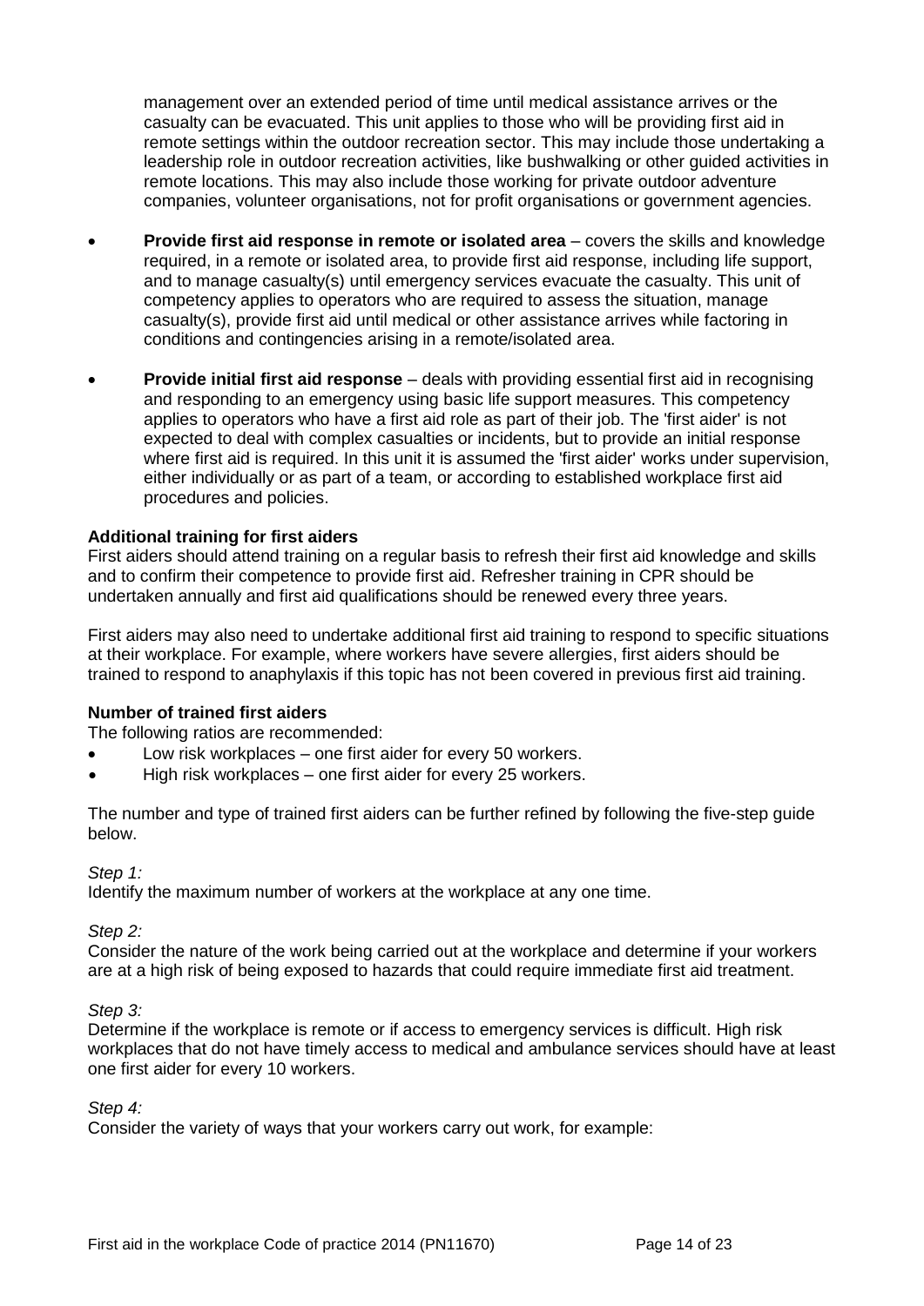management over an extended period of time until medical assistance arrives or the casualty can be evacuated. This unit applies to those who will be providing first aid in remote settings within the outdoor recreation sector. This may include those undertaking a leadership role in outdoor recreation activities, like bushwalking or other guided activities in remote locations. This may also include those working for private outdoor adventure companies, volunteer organisations, not for profit organisations or government agencies.

- **Provide first aid response in remote or isolated area** – covers the skills and knowledge required, in a remote or isolated area, to provide first aid response, including life support, and to manage casualty(s) until emergency services evacuate the casualty. This unit of competency applies to operators who are required to assess the situation, manage casualty(s), provide first aid until medical or other assistance arrives while factoring in conditions and contingencies arising in a remote/isolated area.
- **Provide initial first aid response** – deals with providing essential first aid in recognising and responding to an emergency using basic life support measures. This competency applies to operators who have a first aid role as part of their job. The 'first aider' is not expected to deal with complex casualties or incidents, but to provide an initial response where first aid is required. In this unit it is assumed the 'first aider' works under supervision, either individually or as part of a team, or according to established workplace first aid procedures and policies.

**Additional training for first aiders**

First aiders should attend training on a regular basis to refresh their first aid knowledge and skills and to confirm their competence to provide first aid. Refresher training in CPR should be undertaken annually and first aid qualifications should be renewed every three years.

First aiders may also need to undertake additional first aid training to respond to specific situations at their workplace. For example, where workers have severe allergies, first aiders should be trained to respond to anaphylaxis if this topic has not been covered in previous first aid training.

**Number of trained first aiders**

The following ratios are recommended:

- Low risk workplaces – one first aider for every 50 workers.
- High risk workplaces – one first aider for every 25 workers.

The number and type of trained first aiders can be further refined by following the five-step guide below.

*Step 1:*

Identify the maximum number of workers at the workplace at any one time.

*Step 2:*

Consider the nature of the work being carried out at the workplace and determine if your workers are at a high risk of being exposed to hazards that could require immediate first aid treatment.

*Step 3:*

Determine if the workplace is remote or if access to emergency services is difficult. High risk workplaces that do not have timely access to medical and ambulance services should have at least one first aider for every 10 workers.

*Step 4:*

Consider the variety of ways that your workers carry out work, for example: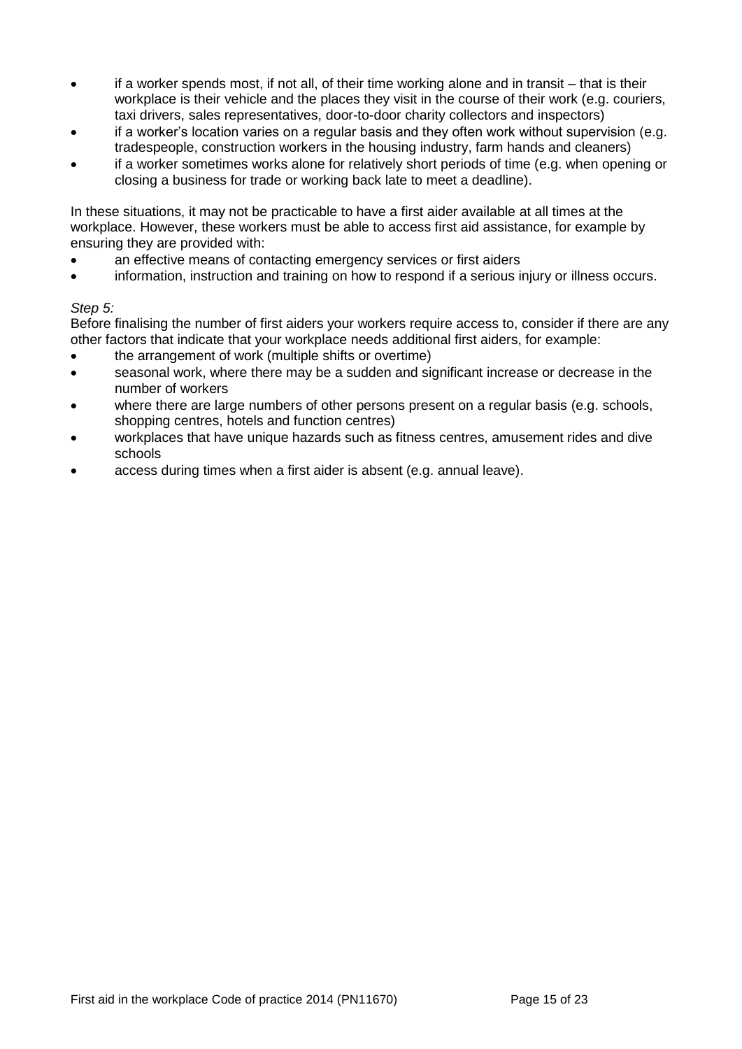- if a worker spends most, if not all, of their time working alone and in transit – that is their workplace is their vehicle and the places they visit in the course of their work (e.g. couriers, taxi drivers, sales representatives, door-to-door charity collectors and inspectors)
- if a worker's location varies on a regular basis and they often work without supervision (e.g. tradespeople, construction workers in the housing industry, farm hands and cleaners)
- if a worker sometimes works alone for relatively short periods of time (e.g. when opening or closing a business for trade or working back late to meet a deadline).

In these situations, it may not be practicable to have a first aider available at all times at the workplace. However, these workers must be able to access first aid assistance, for example by ensuring they are provided with:

- an effective means of contacting emergency services or first aiders
- information, instruction and training on how to respond if a serious injury or illness occurs.

*Step 5:*

Before finalising the number of first aiders your workers require access to, consider if there are any other factors that indicate that your workplace needs additional first aiders, for example:

- the arrangement of work (multiple shifts or overtime)
- seasonal work, where there may be a sudden and significant increase or decrease in the number of workers
- where there are large numbers of other persons present on a regular basis (e.g. schools, shopping centres, hotels and function centres)
- workplaces that have unique hazards such as fitness centres, amusement rides and dive schools
- access during times when a first aider is absent (e.g. annual leave).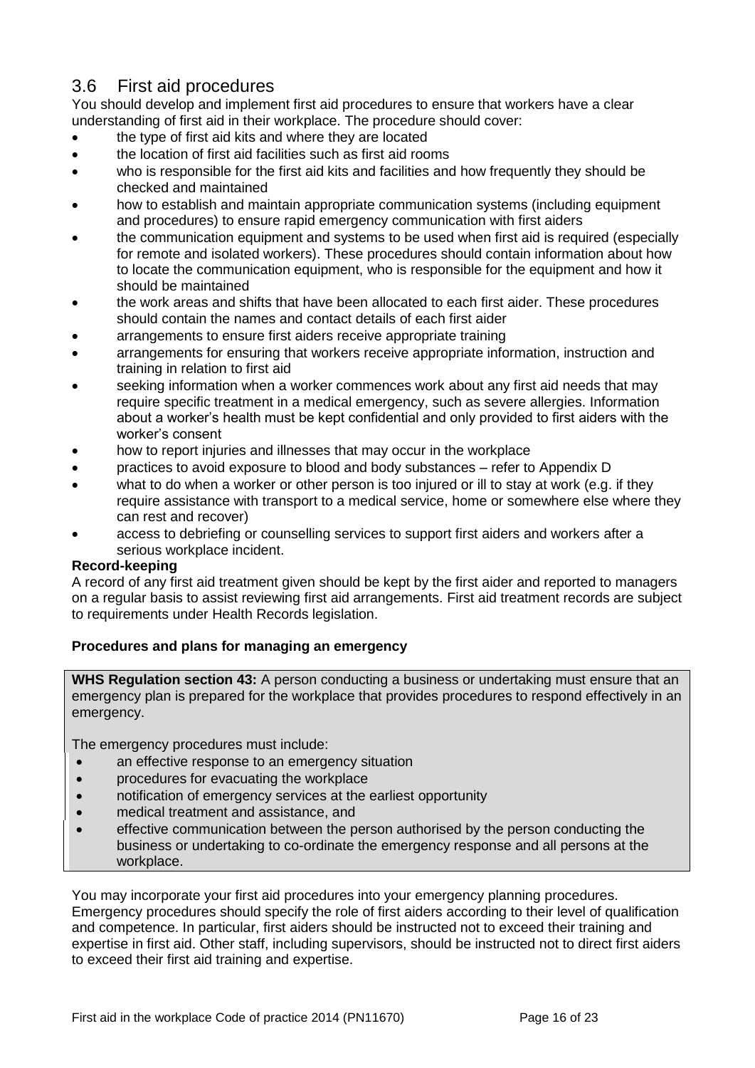## 3.6 First aid procedures

You should develop and implement first aid procedures to ensure that workers have a clear understanding of first aid in their workplace. The procedure should cover:

- the type of first aid kits and where they are located
- the location of first aid facilities such as first aid rooms
- who is responsible for the first aid kits and facilities and how frequently they should be checked and maintained
- how to establish and maintain appropriate communication systems (including equipment and procedures) to ensure rapid emergency communication with first aiders
- the communication equipment and systems to be used when first aid is required (especially for remote and isolated workers). These procedures should contain information about how to locate the communication equipment, who is responsible for the equipment and how it should be maintained
- the work areas and shifts that have been allocated to each first aider. These procedures should contain the names and contact details of each first aider
- arrangements to ensure first aiders receive appropriate training
- arrangements for ensuring that workers receive appropriate information, instruction and training in relation to first aid
- seeking information when a worker commences work about any first aid needs that may require specific treatment in a medical emergency, such as severe allergies. Information about a worker's health must be kept confidential and only provided to first aiders with the worker's consent
- how to report injuries and illnesses that may occur in the workplace
- practices to avoid exposure to blood and body substances – refer to Appendix D
- what to do when a worker or other person is too injured or ill to stay at work (e.g. if they require assistance with transport to a medical service, home or somewhere else where they can rest and recover)
- access to debriefing or counselling services to support first aiders and workers after a serious workplace incident.

**Record-keeping**

A record of any first aid treatment given should be kept by the first aider and reported to managers on a regular basis to assist reviewing first aid arrangements. First aid treatment records are subject to requirements under Health Records legislation.

**Procedures and plans for managing an emergency**

> **WHS Regulation section 43:** A person conducting a business or undertaking must ensure that an emergency plan is prepared for the workplace that provides procedures to respond effectively in an emergency.
>
> The emergency procedures must include:
>
> - an effective response to an emergency situation
> - procedures for evacuating the workplace
> - notification of emergency services at the earliest opportunity
> - medical treatment and assistance, and
> - effective communication between the person authorised by the person conducting the business or undertaking to co-ordinate the emergency response and all persons at the workplace.

You may incorporate your first aid procedures into your emergency planning procedures. Emergency procedures should specify the role of first aiders according to their level of qualification and competence. In particular, first aiders should be instructed not to exceed their training and expertise in first aid. Other staff, including supervisors, should be instructed not to direct first aiders to exceed their first aid training and expertise.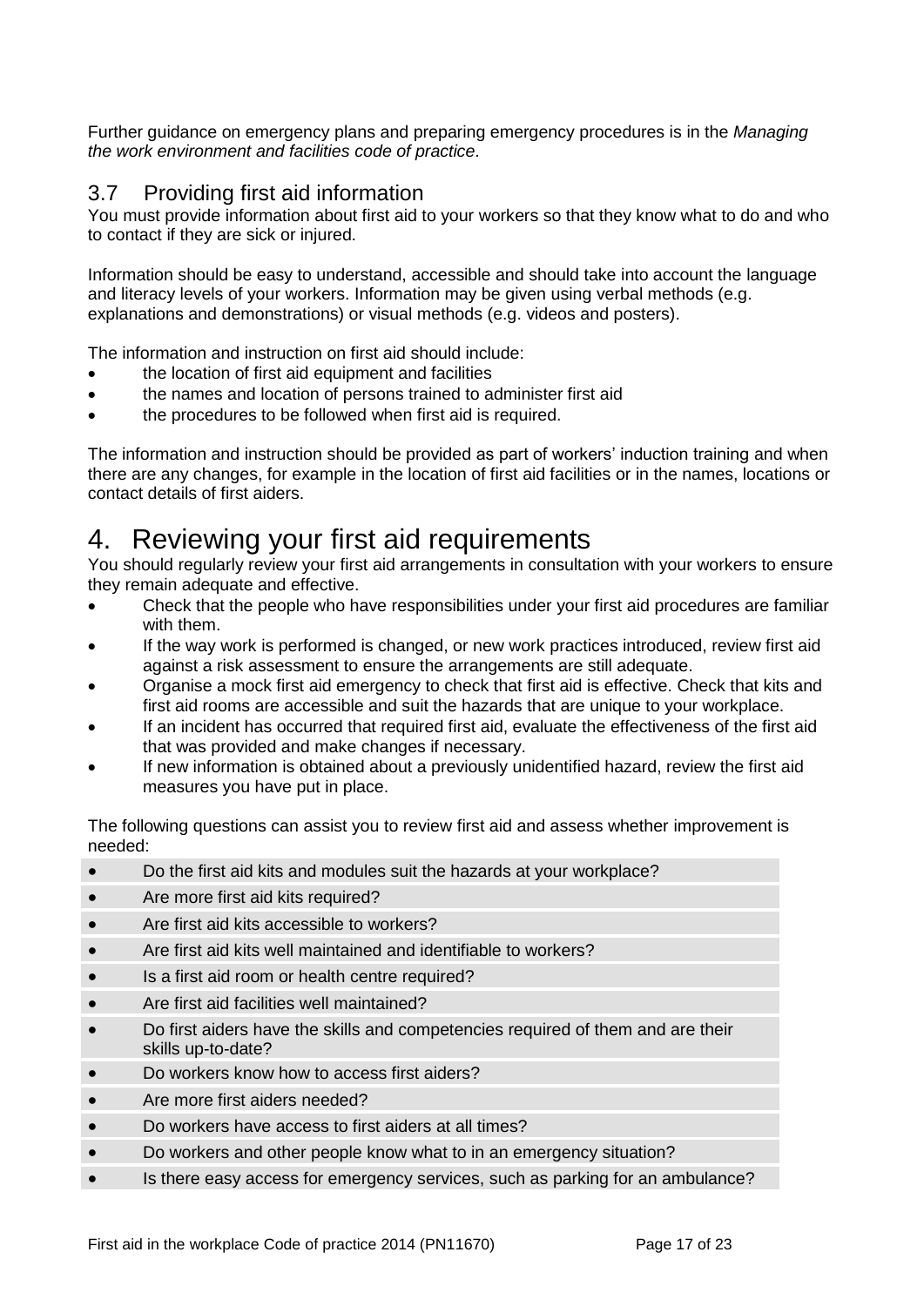Further guidance on emergency plans and preparing emergency procedures is in the *Managing the work environment and facilities code of practice*.

### 3.7 Providing first aid information

You must provide information about first aid to your workers so that they know what to do and who to contact if they are sick or injured.

Information should be easy to understand, accessible and should take into account the language and literacy levels of your workers. Information may be given using verbal methods (e.g. explanations and demonstrations) or visual methods (e.g. videos and posters).

The information and instruction on first aid should include:

- the location of first aid equipment and facilities
- the names and location of persons trained to administer first aid
- the procedures to be followed when first aid is required.

The information and instruction should be provided as part of workers' induction training and when there are any changes, for example in the location of first aid facilities or in the names, locations or contact details of first aiders.

# 4. Reviewing your first aid requirements

You should regularly review your first aid arrangements in consultation with your workers to ensure they remain adequate and effective.

- Check that the people who have responsibilities under your first aid procedures are familiar with them.
- If the way work is performed is changed, or new work practices introduced, review first aid against a risk assessment to ensure the arrangements are still adequate.
- Organise a mock first aid emergency to check that first aid is effective. Check that kits and first aid rooms are accessible and suit the hazards that are unique to your workplace.
- If an incident has occurred that required first aid, evaluate the effectiveness of the first aid that was provided and make changes if necessary.
- If new information is obtained about a previously unidentified hazard, review the first aid measures you have put in place.

The following questions can assist you to review first aid and assess whether improvement is needed:

- Do the first aid kits and modules suit the hazards at your workplace?
- Are more first aid kits required?
- Are first aid kits accessible to workers?
- Are first aid kits well maintained and identifiable to workers?
- Is a first aid room or health centre required?
- Are first aid facilities well maintained?
- Do first aiders have the skills and competencies required of them and are their skills up-to-date?
- Do workers know how to access first aiders?
- Are more first aiders needed?
- Do workers have access to first aiders at all times?
- Do workers and other people know what to in an emergency situation?
- Is there easy access for emergency services, such as parking for an ambulance?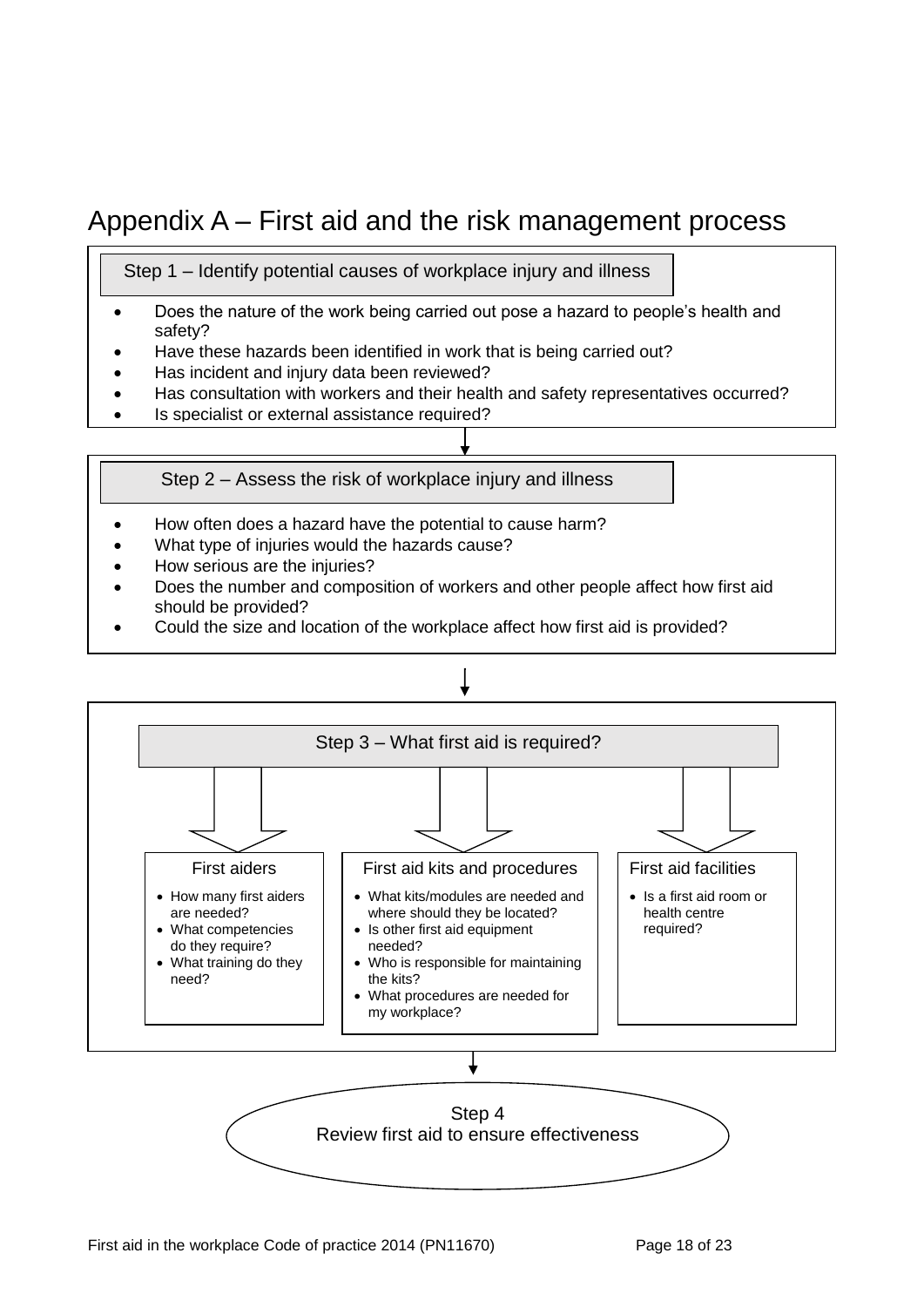# Appendix A – First aid and the risk management process

## Step 1 – Identify potential causes of workplace injury and illness

- Does the nature of the work being carried out pose a hazard to people's health and safety?
- Have these hazards been identified in work that is being carried out?
- Has incident and injury data been reviewed?
- Has consultation with workers and their health and safety representatives occurred?
- Is specialist or external assistance required?

## Step 2 – Assess the risk of workplace injury and illness

- How often does a hazard have the potential to cause harm?
- What type of injuries would the hazards cause?
- How serious are the injuries?
- Does the number and composition of workers and other people affect how first aid should be provided?
- Could the size and location of the workplace affect how first aid is provided?

## Step 3 – What first aid is required?

### First aiders

- How many first aiders are needed?
- What competencies do they require?
- What training do they need?

### First aid kits and procedures

- What kits/modules are needed and where should they be located?
- Is other first aid equipment needed?
- Who is responsible for maintaining the kits?
- What procedures are needed for my workplace?

### First aid facilities

- Is a first aid room or health centre required?

## Step 4

Review first aid to ensure effectiveness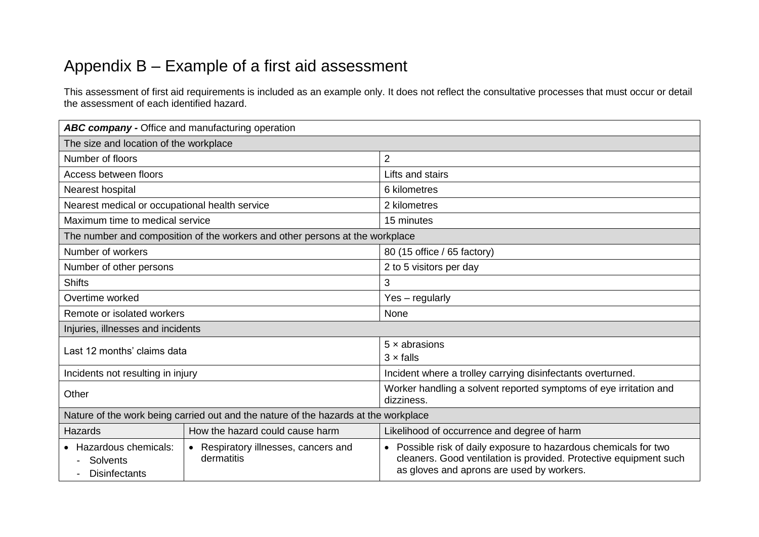# Appendix B – Example of a first aid assessment

This assessment of first aid requirements is included as an example only. It does not reflect the consultative processes that must occur or detail the assessment of each identified hazard.

| ***ABC company -*** Office and manufacturing operation | | |
|---|---|---|
| The size and location of the workplace | | |
| Number of floors | | 2 |
| Access between floors | | Lifts and stairs |
| Nearest hospital | | 6 kilometres |
| Nearest medical or occupational health service | | 2 kilometres |
| Maximum time to medical service | | 15 minutes |
| The number and composition of the workers and other persons at the workplace | | |
| Number of workers | | 80 (15 office / 65 factory) |
| Number of other persons | | 2 to 5 visitors per day |
| Shifts | | 3 |
| Overtime worked | | Yes – regularly |
| Remote or isolated workers | | None |
| Injuries, illnesses and incidents | | |
| Last 12 months' claims data | | 5 × abrasions<br>3 × falls |
| Incidents not resulting in injury | | Incident where a trolley carrying disinfectants overturned. |
| Other | | Worker handling a solvent reported symptoms of eye irritation and dizziness. |
| Nature of the work being carried out and the nature of the hazards at the workplace | | |
| Hazards | How the hazard could cause harm | Likelihood of occurrence and degree of harm |
| • Hazardous chemicals:<br>- Solvents<br>- Disinfectants | • Respiratory illnesses, cancers and dermatitis | • Possible risk of daily exposure to hazardous chemicals for two cleaners. Good ventilation is provided. Protective equipment such as gloves and aprons are used by workers. |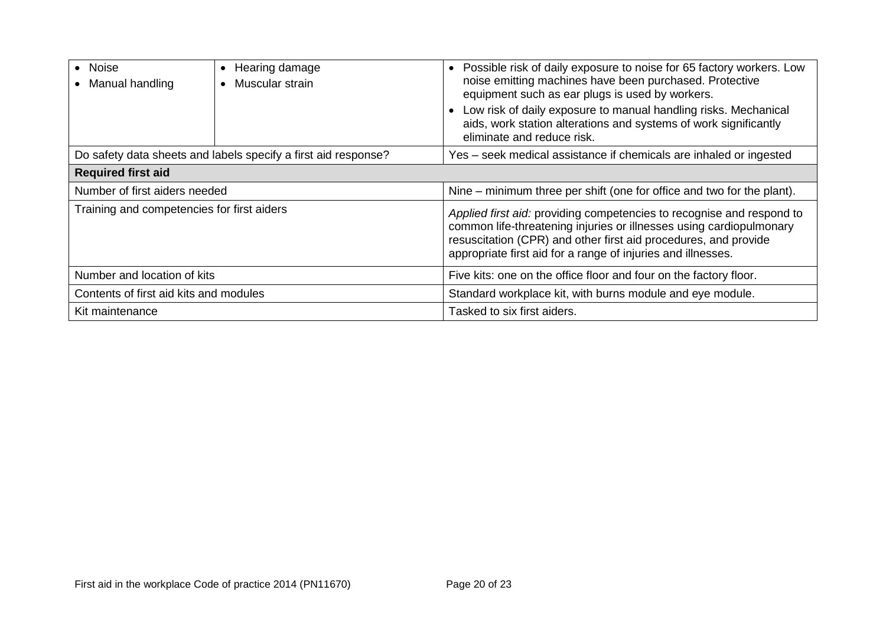| | | |
|---|---|---|
| • Noise<br>• Manual handling | • Hearing damage<br>• Muscular strain | • Possible risk of daily exposure to noise for 65 factory workers. Low noise emitting machines have been purchased. Protective equipment such as ear plugs is used by workers.<br>• Low risk of daily exposure to manual handling risks. Mechanical aids, work station alterations and systems of work significantly eliminate and reduce risk. |
| Do safety data sheets and labels specify a first aid response? | | Yes – seek medical assistance if chemicals are inhaled or ingested |
| **Required first aid** | | |
| Number of first aiders needed | | Nine – minimum three per shift (one for office and two for the plant). |
| Training and competencies for first aiders | | *Applied first aid:* providing competencies to recognise and respond to common life-threatening injuries or illnesses using cardiopulmonary resuscitation (CPR) and other first aid procedures, and provide appropriate first aid for a range of injuries and illnesses. |
| Number and location of kits | | Five kits: one on the office floor and four on the factory floor. |
| Contents of first aid kits and modules | | Standard workplace kit, with burns module and eye module. |
| Kit maintenance | | Tasked to six first aiders. |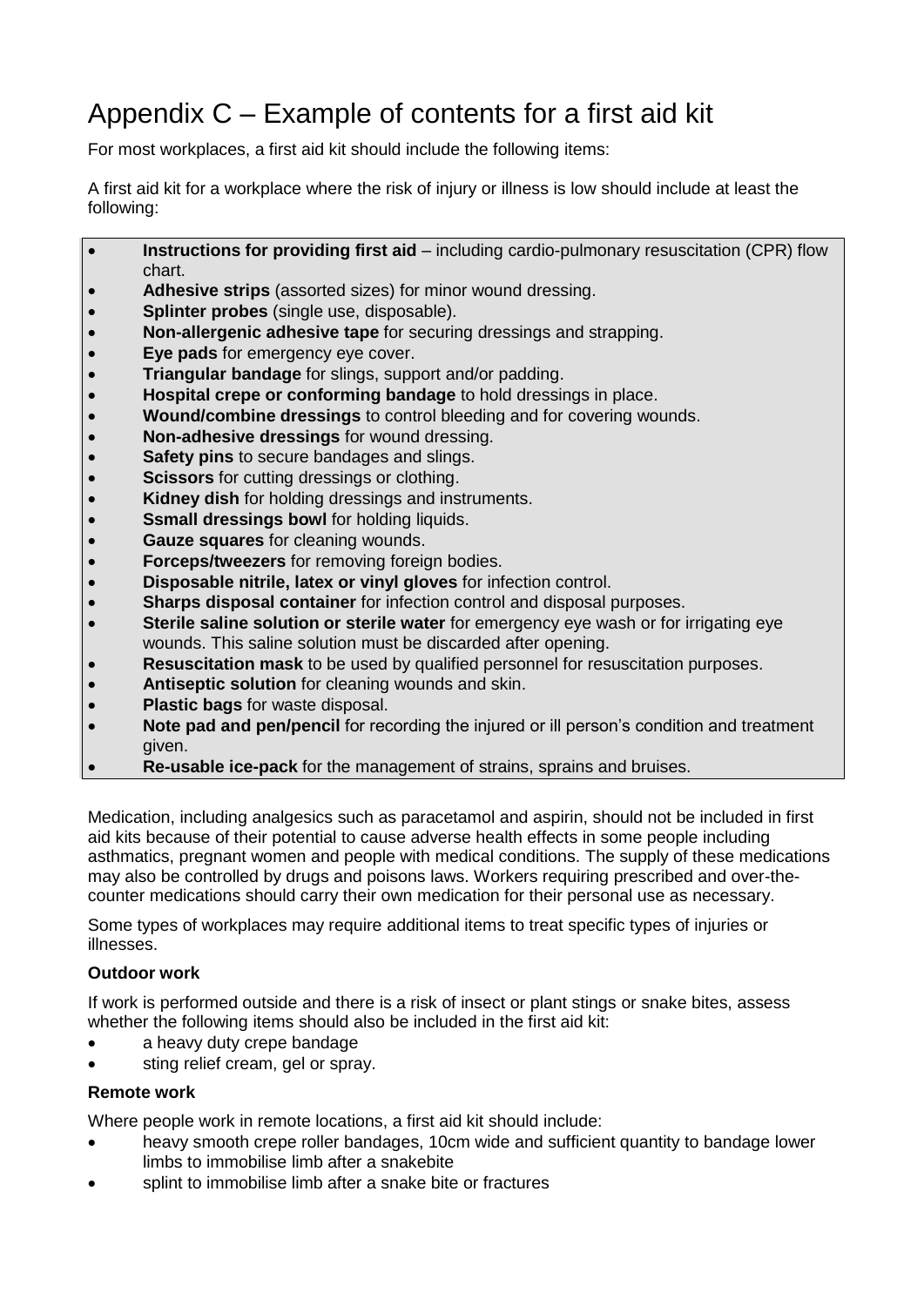# Appendix C – Example of contents for a first aid kit

For most workplaces, a first aid kit should include the following items:

A first aid kit for a workplace where the risk of injury or illness is low should include at least the following:

- **Instructions for providing first aid** – including cardio-pulmonary resuscitation (CPR) flow chart.
- **Adhesive strips** (assorted sizes) for minor wound dressing.
- **Splinter probes** (single use, disposable).
- **Non-allergenic adhesive tape** for securing dressings and strapping.
- **Eye pads** for emergency eye cover.
- **Triangular bandage** for slings, support and/or padding.
- **Hospital crepe or conforming bandage** to hold dressings in place.
- **Wound/combine dressings** to control bleeding and for covering wounds.
- **Non-adhesive dressings** for wound dressing.
- **Safety pins** to secure bandages and slings.
- **Scissors** for cutting dressings or clothing.
- **Kidney dish** for holding dressings and instruments.
- **Ssmall dressings bowl** for holding liquids.
- **Gauze squares** for cleaning wounds.
- **Forceps/tweezers** for removing foreign bodies.
- **Disposable nitrile, latex or vinyl gloves** for infection control.
- **Sharps disposal container** for infection control and disposal purposes.
- **Sterile saline solution or sterile water** for emergency eye wash or for irrigating eye wounds. This saline solution must be discarded after opening.
- **Resuscitation mask** to be used by qualified personnel for resuscitation purposes.
- **Antiseptic solution** for cleaning wounds and skin.
- **Plastic bags** for waste disposal.
- **Note pad and pen/pencil** for recording the injured or ill person's condition and treatment given.
- **Re-usable ice-pack** for the management of strains, sprains and bruises.

Medication, including analgesics such as paracetamol and aspirin, should not be included in first aid kits because of their potential to cause adverse health effects in some people including asthmatics, pregnant women and people with medical conditions. The supply of these medications may also be controlled by drugs and poisons laws. Workers requiring prescribed and over-the-counter medications should carry their own medication for their personal use as necessary.

Some types of workplaces may require additional items to treat specific types of injuries or illnesses.

**Outdoor work**

If work is performed outside and there is a risk of insect or plant stings or snake bites, assess whether the following items should also be included in the first aid kit:

- a heavy duty crepe bandage
- sting relief cream, gel or spray.

**Remote work**

Where people work in remote locations, a first aid kit should include:

- heavy smooth crepe roller bandages, 10cm wide and sufficient quantity to bandage lower limbs to immobilise limb after a snakebite
- splint to immobilise limb after a snake bite or fractures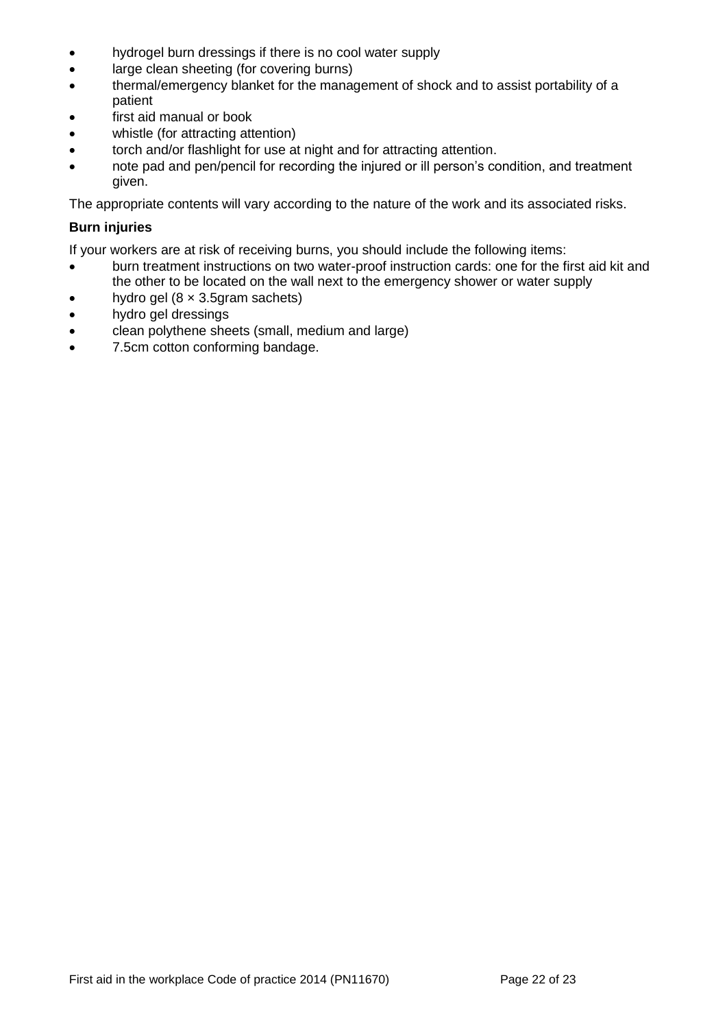- hydrogel burn dressings if there is no cool water supply
- large clean sheeting (for covering burns)
- thermal/emergency blanket for the management of shock and to assist portability of a patient
- first aid manual or book
- whistle (for attracting attention)
- torch and/or flashlight for use at night and for attracting attention.
- note pad and pen/pencil for recording the injured or ill person's condition, and treatment given.

The appropriate contents will vary according to the nature of the work and its associated risks.

**Burn injuries**

If your workers are at risk of receiving burns, you should include the following items:

- burn treatment instructions on two water-proof instruction cards: one for the first aid kit and the other to be located on the wall next to the emergency shower or water supply
- hydro gel (8 × 3.5gram sachets)
- hydro gel dressings
- clean polythene sheets (small, medium and large)
- 7.5cm cotton conforming bandage.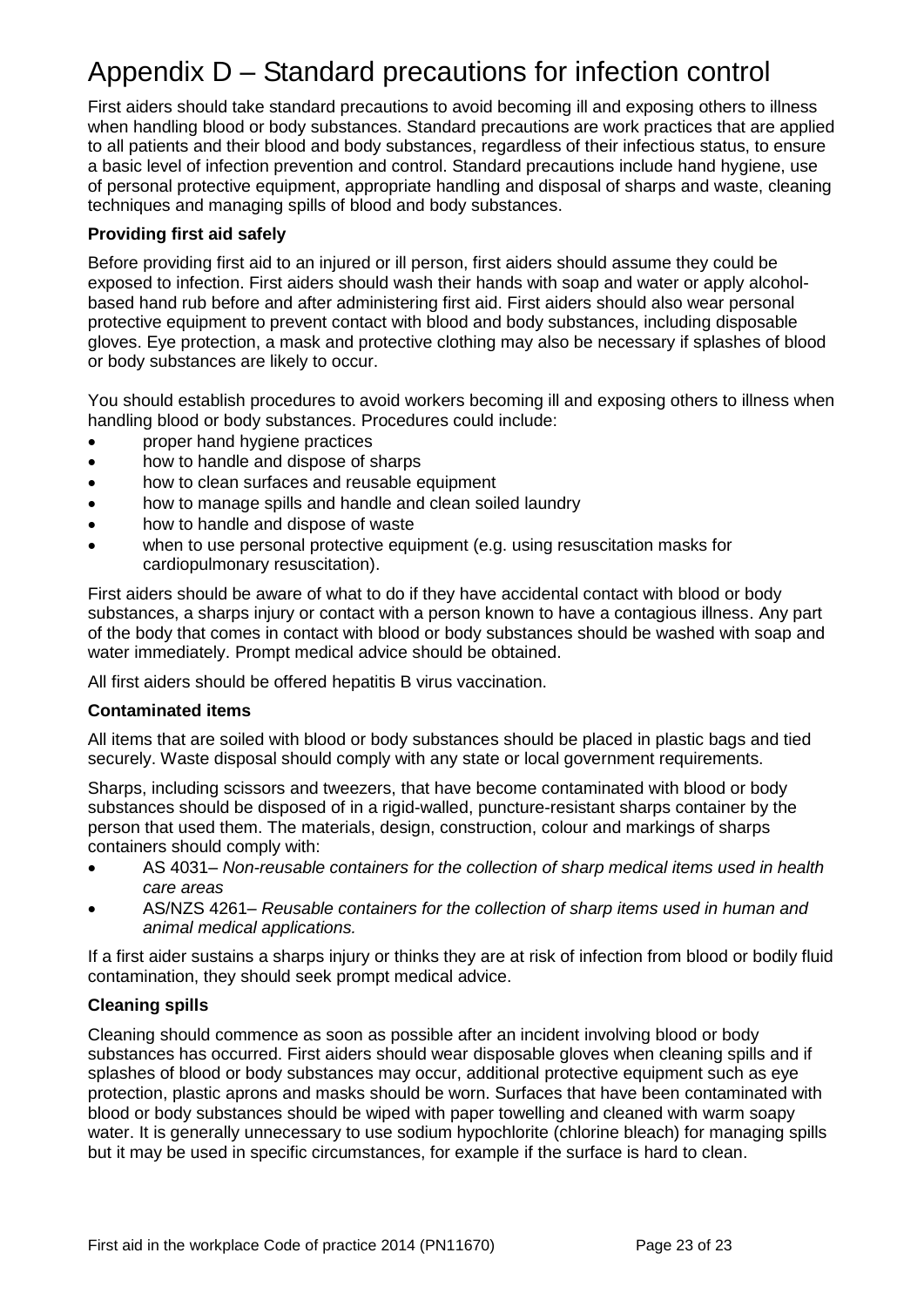# Appendix D – Standard precautions for infection control

First aiders should take standard precautions to avoid becoming ill and exposing others to illness when handling blood or body substances. Standard precautions are work practices that are applied to all patients and their blood and body substances, regardless of their infectious status, to ensure a basic level of infection prevention and control. Standard precautions include hand hygiene, use of personal protective equipment, appropriate handling and disposal of sharps and waste, cleaning techniques and managing spills of blood and body substances.

**Providing first aid safely**

Before providing first aid to an injured or ill person, first aiders should assume they could be exposed to infection. First aiders should wash their hands with soap and water or apply alcohol-based hand rub before and after administering first aid. First aiders should also wear personal protective equipment to prevent contact with blood and body substances, including disposable gloves. Eye protection, a mask and protective clothing may also be necessary if splashes of blood or body substances are likely to occur.

You should establish procedures to avoid workers becoming ill and exposing others to illness when handling blood or body substances. Procedures could include:

- proper hand hygiene practices
- how to handle and dispose of sharps
- how to clean surfaces and reusable equipment
- how to manage spills and handle and clean soiled laundry
- how to handle and dispose of waste
- when to use personal protective equipment (e.g. using resuscitation masks for cardiopulmonary resuscitation).

First aiders should be aware of what to do if they have accidental contact with blood or body substances, a sharps injury or contact with a person known to have a contagious illness. Any part of the body that comes in contact with blood or body substances should be washed with soap and water immediately. Prompt medical advice should be obtained.

All first aiders should be offered hepatitis B virus vaccination.

**Contaminated items**

All items that are soiled with blood or body substances should be placed in plastic bags and tied securely. Waste disposal should comply with any state or local government requirements.

Sharps, including scissors and tweezers, that have become contaminated with blood or body substances should be disposed of in a rigid-walled, puncture-resistant sharps container by the person that used them. The materials, design, construction, colour and markings of sharps containers should comply with:

- AS 4031– *Non-reusable containers for the collection of sharp medical items used in health care areas*
- AS/NZS 4261– *Reusable containers for the collection of sharp items used in human and animal medical applications.*

If a first aider sustains a sharps injury or thinks they are at risk of infection from blood or bodily fluid contamination, they should seek prompt medical advice.

**Cleaning spills**

Cleaning should commence as soon as possible after an incident involving blood or body substances has occurred. First aiders should wear disposable gloves when cleaning spills and if splashes of blood or body substances may occur, additional protective equipment such as eye protection, plastic aprons and masks should be worn. Surfaces that have been contaminated with blood or body substances should be wiped with paper towelling and cleaned with warm soapy water. It is generally unnecessary to use sodium hypochlorite (chlorine bleach) for managing spills but it may be used in specific circumstances, for example if the surface is hard to clean.